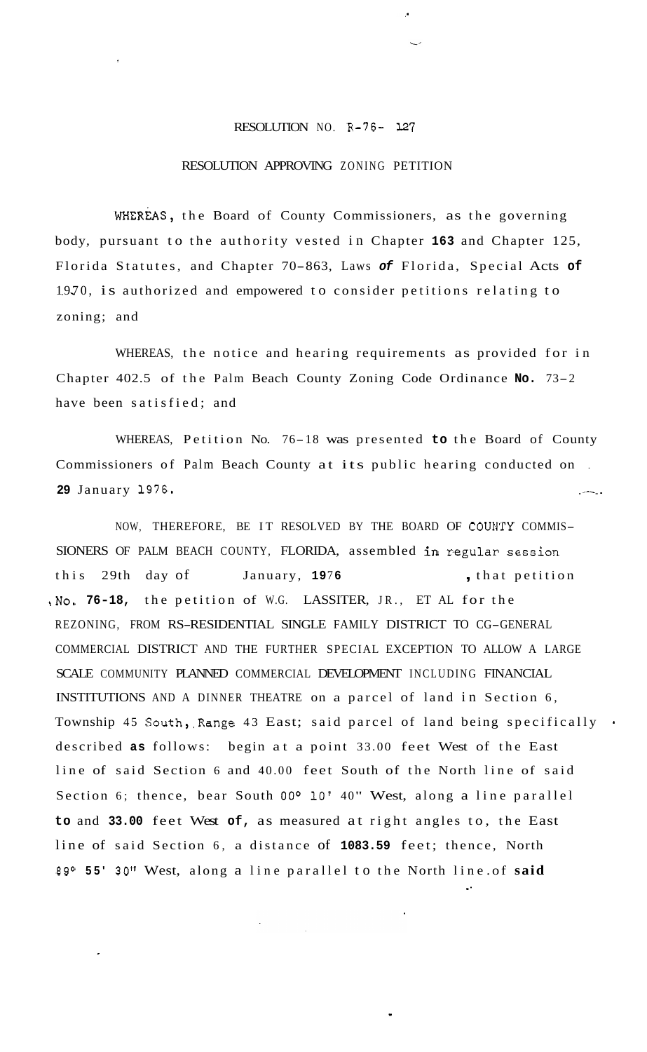# RESOLUTION NO. R-76- 127

## RESOLUTION APPROVING ZONING PETITION

WHEREAS, the Board of County Commissioners, as the governing body, pursuant to the authority vested in Chapter 163 and Chapter 125, Florida Statutes, and Chapter 70-863, Laws of Florida, Special Acts of 1970, is authorized and empowered to consider petitions relating to zoning; and

WHEREAS, the notice and hearing requirements as provided for in Chapter 402.5 of the Palm Beach County Zoning Code Ordinance No. 73-2 have been satisfied; and

WHEREAS, Petition No. 76-18 was presented to the Board of County Commissioners of Palm Beach County at its public hearing conducted on 29 January 1976.

NOW, THEREFORE, BE IT RESOLVED BY THE BOARD OF COUNTY COMMISSIONERS OF PALM BEACH COUNTY, FLORIDA, assembled in regular session this 29th day of January, 1976, that petition No. 76-18, the petition of W.G. LASSITER, JR., ET AL for the REZONING, FROM RS-RESIDENTIAL SINGLE FAMILY DISTRICT TO CG-GENERAL COMMERCIAL DISTRICT AND THE FURTHER SPECIAL EXCEPTION TO ALLOW A LARGE SCALE COMMUNITY PLANNED COMMERCIAL DEVELOPMENT INCLUDING FINANCIAL INSTITUTIONS AND A DINNER THEATRE on a parcel of land in Section 6, Township 45 South, Range 43 East; said parcel of land being specifically described as follows: begin at a point 33.00 feet West of the East line of said Section 6 and 40.00 feet South of the North line of said Section 6; thence, bear South 00° 10' 40" West, along a line parallel to and 33.00 feet West of, as measured at right angles to, the East line of said Section 6, a distance of 1083.59 feet; thence, North 89° 55' 30" West, along a line parallel to the North line of said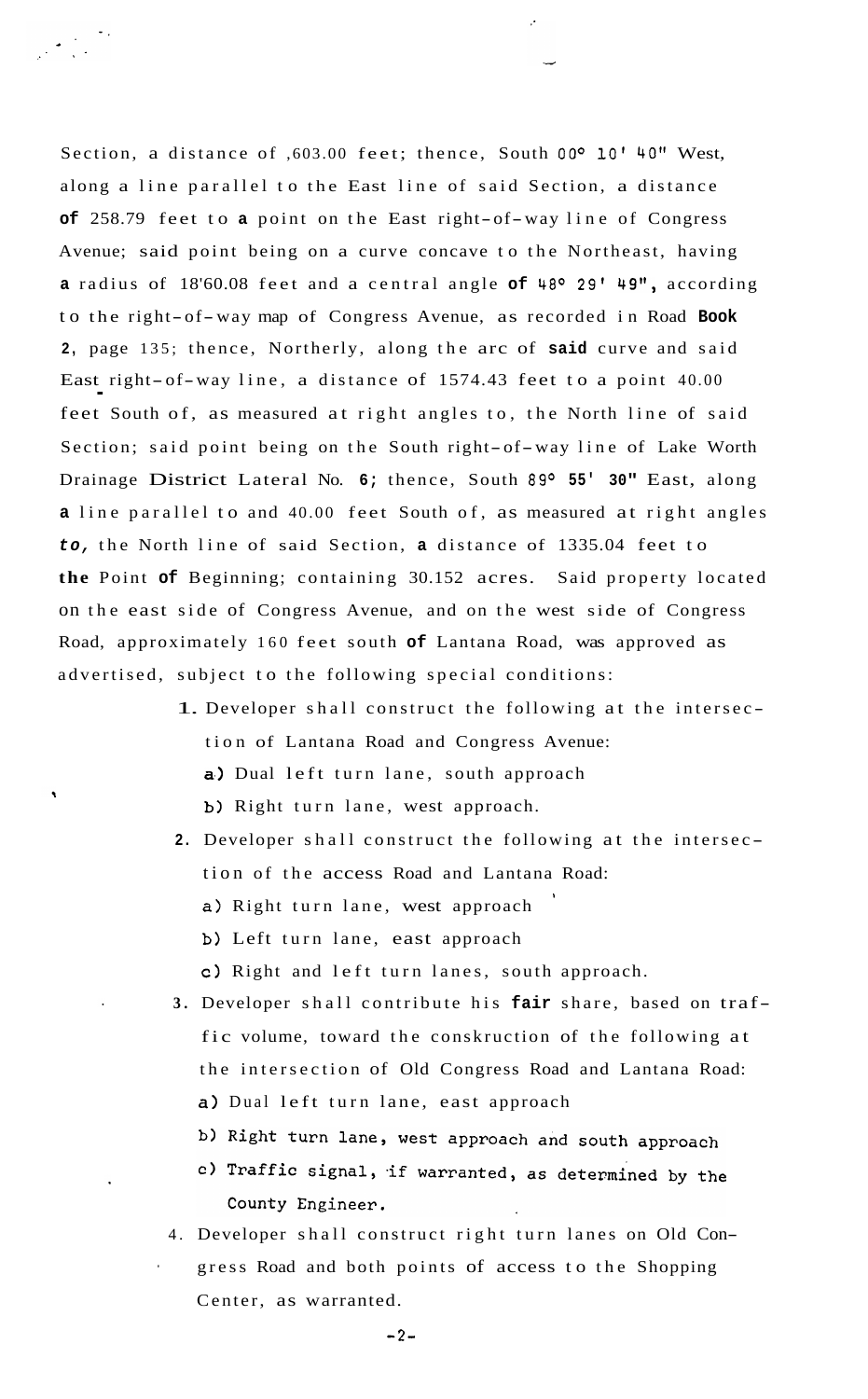Section, a distance of ,603.00 feet; thence, South 00° 10' 40" West, along a line parallel to the East line of said Section, a distance of 258.79 feet to a point on the East right-of-way line of Congress Avenue; said point being on a curve concave to the Northeast, having a radius of 18'60.08 feet and a central angle of 48° 29' 49", according to the right-of-way map of Congress Avenue, as recorded in Road Book 2, page 135; thence, Northerly, along the arc of said curve and said East right-of-way line, a distance of 1574.43 feet to a point 40.00 feet South of, as measured at right angles to, the North line of said Section; said point being on the South right-of-way line of Lake Worth Drainage District Lateral No. 6; thence, South 89° 55' 30" East, along a line parallel to and 40.00 feet South of, as measured at right angles to, the North line of said Section, a distance of 1335.04 feet to the Point of Beginning; containing 30.152 acres. Said property located on the east side of Congress Avenue, and on the west side of Congress Road, approximately 160 feet south of Lantana Road, was approved as advertised, subject to the following special conditions:

1. Developer shall construct the following at the intersection of Lantana Road and Congress Avenue:
   a) Dual left turn lane, south approach
   b) Right turn lane, west approach.
2. Developer shall construct the following at the intersection of the access Road and Lantana Road:
   a) Right turn lane, west approach
   b) Left turn lane, east approach
   c) Right and left turn lanes, south approach.
3. Developer shall contribute his fair share, based on traffic volume, toward the conskruction of the following at the intersection of Old Congress Road and Lantana Road:
   a) Dual left turn lane, east approach
   b) Right turn lane, west approach and south approach
   c) Traffic signal, if warranted, as determined by the County Engineer.
4. Developer shall construct right turn lanes on Old Congress Road and both points of access to the Shopping Center, as warranted.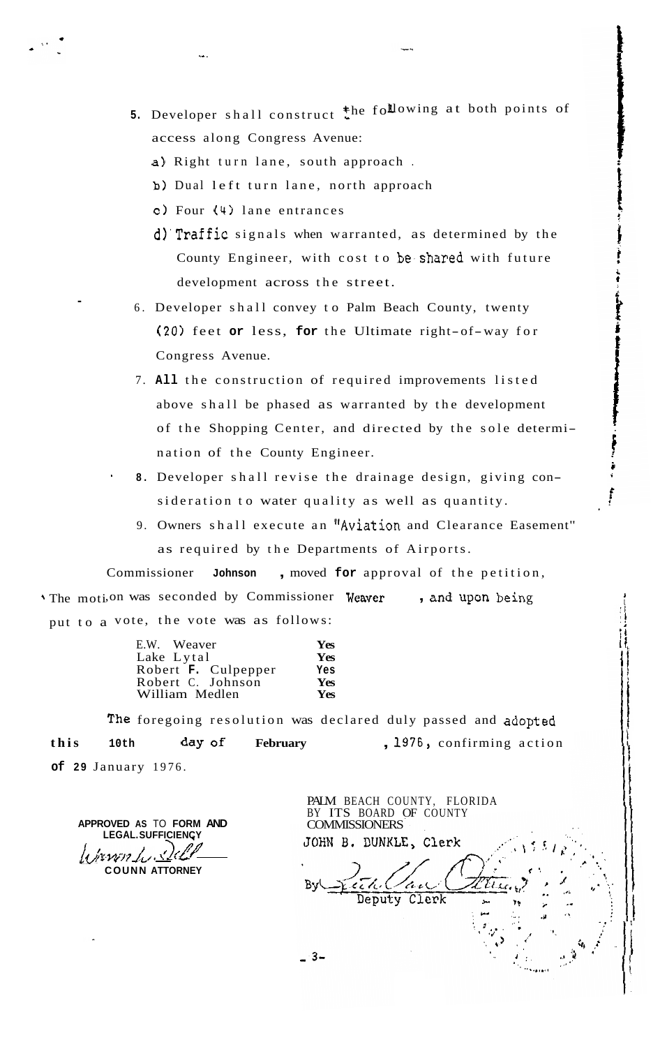5. Developer shall construct the following at both points of access along Congress Avenue:

   a) Right turn lane, south approach .

   b) Dual left turn lane, north approach

   c) Four (4) lane entrances

   d) Traffic signals when warranted, as determined by the County Engineer, with cost to be shared with future development across the street.

6. Developer shall convey to Palm Beach County, twenty (20) feet or less, for the Ultimate right-of-way for Congress Avenue.

7. All the construction of required improvements listed above shall be phased as warranted by the development of the Shopping Center, and directed by the sole determination of the County Engineer.

8. Developer shall revise the drainage design, giving consideration to water quality as well as quantity.

9. Owners shall execute an "Aviation and Clearance Easement" as required by the Departments of Airports.

Commissioner **Johnson**, moved for approval of the petition, The motion was seconded by Commissioner Weaver, and upon being put to a vote, the vote was as follows:

| | |
|---|---|
| E.W. Weaver | Yes |
| Lake Lytal | Yes |
| Robert F. Culpepper | Yes |
| Robert C. Johnson | Yes |
| William Medlen | Yes |

The foregoing resolution was declared duly passed and adopted this **10th** day of **February**, 1976, confirming action of 29 January 1976.

**APPROVED AS TO FORM AND LEGAL SUFFICIENCY**

[signature]

**COUNTY ATTORNEY**

PALM BEACH COUNTY, FLORIDA
BY ITS BOARD OF COUNTY COMMISSIONERS

JOHN B. DUNKLE, Clerk

By [signature]
Deputy Clerk